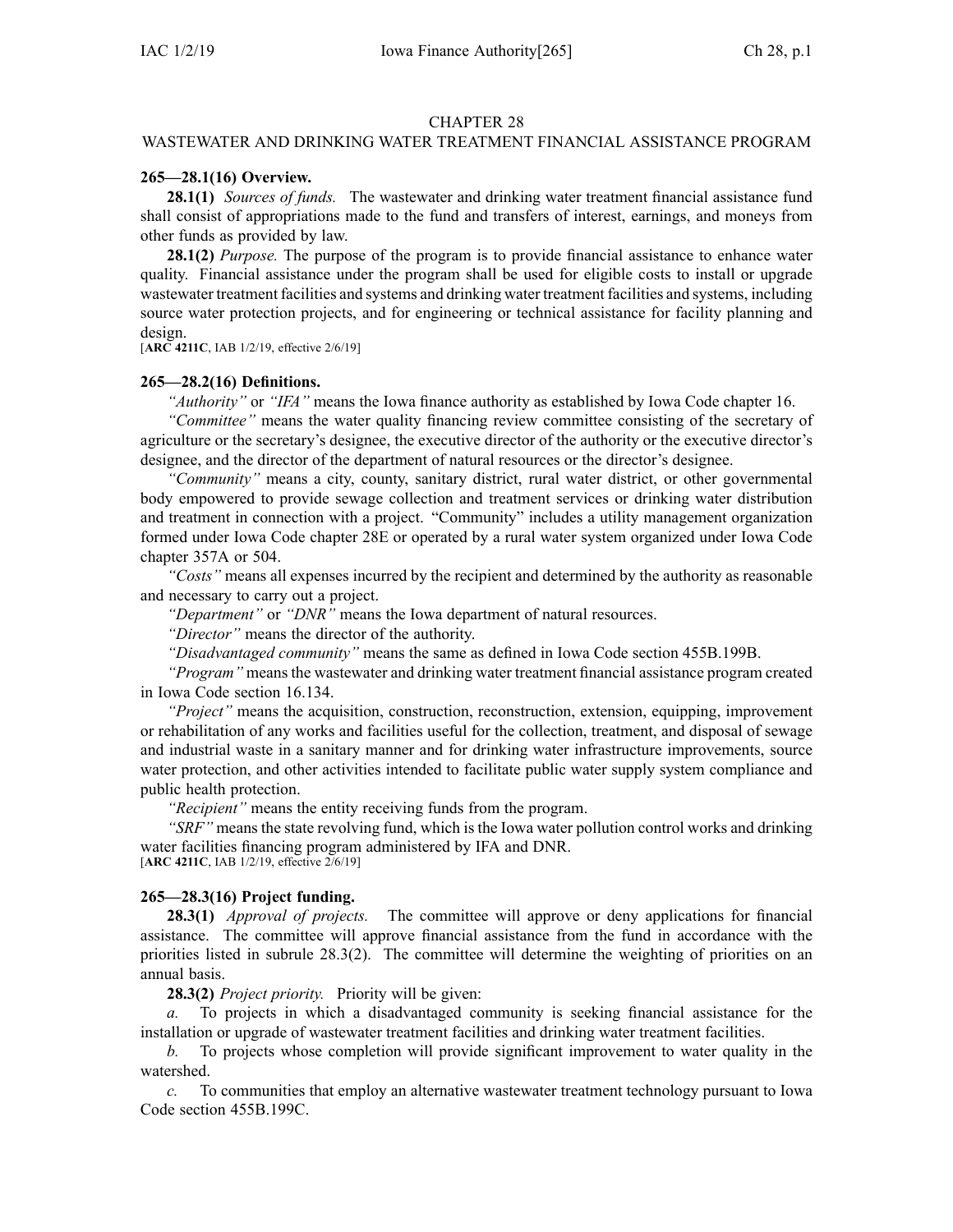# CHAPTER 28

## WASTEWATER AND DRINKING WATER TREATMENT FINANCIAL ASSISTANCE PROGRAM

### 265—28.1(16) Overview.

**28.1(1)** *Sources of funds.* The wastewater and drinking water treatment financial assistance fund shall consist of appropriations made to the fund and transfers of interest, earnings, and moneys from other funds as provided by law.

**28.1(2)** *Purpose.* The purpose of the program is to provide financial assistance to enhance water quality. Financial assistance under the program shall be used for eligible costs to install or upgrade wastewater treatment facilities and systems and drinking water treatment facilities and systems, including source water protection projects, and for engineering or technical assistance for facility planning and design.

[**ARC 4211C**, IAB 1/2/19, effective 2/6/19]

### 265—28.2(16) Definitions.

*"Authority"* or *"IFA"* means the Iowa finance authority as established by Iowa Code chapter 16.

*"Committee"* means the water quality financing review committee consisting of the secretary of agriculture or the secretary's designee, the executive director of the authority or the executive director's designee, and the director of the department of natural resources or the director's designee.

*"Community"* means a city, county, sanitary district, rural water district, or other governmental body empowered to provide sewage collection and treatment services or drinking water distribution and treatment in connection with a project. "Community" includes a utility management organization formed under Iowa Code chapter 28E or operated by a rural water system organized under Iowa Code chapter 357A or 504.

*"Costs"* means all expenses incurred by the recipient and determined by the authority as reasonable and necessary to carry out a project.

*"Department"* or *"DNR"* means the Iowa department of natural resources.

*"Director"* means the director of the authority.

*"Disadvantaged community"* means the same as defined in Iowa Code section 455B.199B.

*"Program"* means the wastewater and drinking water treatment financial assistance program created in Iowa Code section 16.134.

*"Project"* means the acquisition, construction, reconstruction, extension, equipping, improvement or rehabilitation of any works and facilities useful for the collection, treatment, and disposal of sewage and industrial waste in a sanitary manner and for drinking water infrastructure improvements, source water protection, and other activities intended to facilitate public water supply system compliance and public health protection.

*"Recipient"* means the entity receiving funds from the program.

*"SRF"* means the state revolving fund, which is the Iowa water pollution control works and drinking water facilities financing program administered by IFA and DNR.

[**ARC 4211C**, IAB 1/2/19, effective 2/6/19]

### 265—28.3(16) Project funding.

**28.3(1)** *Approval of projects.* The committee will approve or deny applications for financial assistance. The committee will approve financial assistance from the fund in accordance with the priorities listed in subrule 28.3(2). The committee will determine the weighting of priorities on an annual basis.

**28.3(2)** *Project priority.* Priority will be given:

*a.* To projects in which a disadvantaged community is seeking financial assistance for the installation or upgrade of wastewater treatment facilities and drinking water treatment facilities.

*b.* To projects whose completion will provide significant improvement to water quality in the watershed.

*c.* To communities that employ an alternative wastewater treatment technology pursuant to Iowa Code section 455B.199C.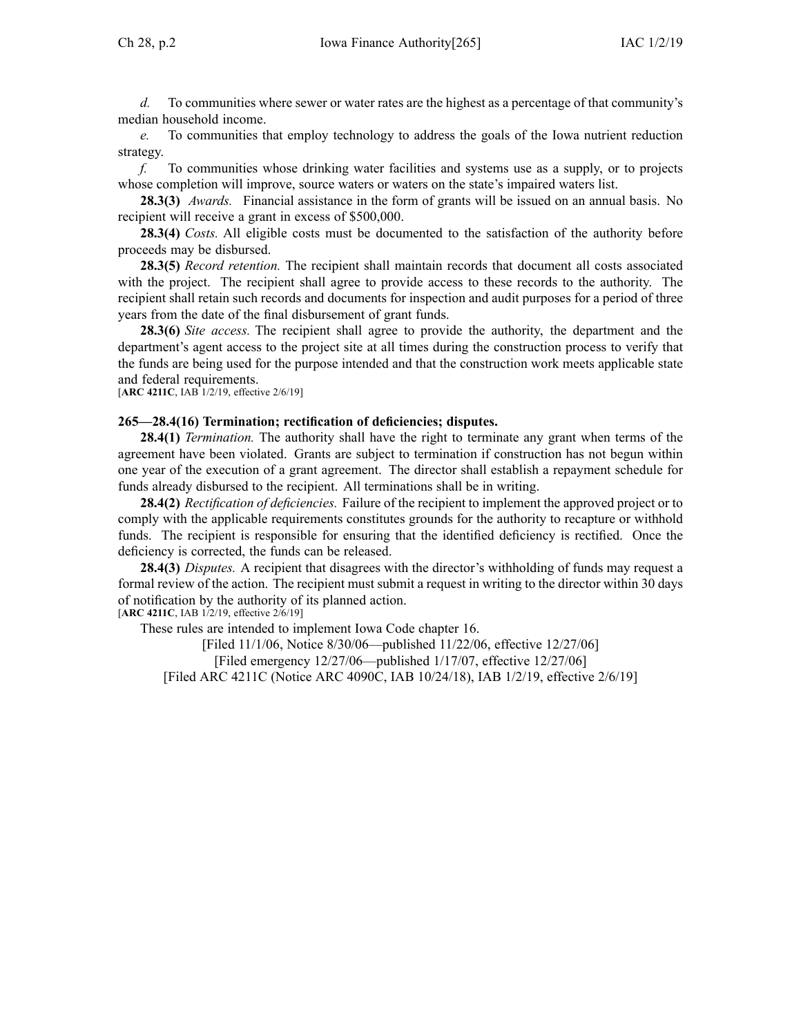*d.* To communities where sewer or water rates are the highest as a percentage of that community's median household income.

*e.* To communities that employ technology to address the goals of the Iowa nutrient reduction strategy.

*f.* To communities whose drinking water facilities and systems use as a supply, or to projects whose completion will improve, source waters or waters on the state's impaired waters list.

**28.3(3)** *Awards.* Financial assistance in the form of grants will be issued on an annual basis. No recipient will receive a grant in excess of $500,000.

**28.3(4)** *Costs.* All eligible costs must be documented to the satisfaction of the authority before proceeds may be disbursed.

**28.3(5)** *Record retention.* The recipient shall maintain records that document all costs associated with the project. The recipient shall agree to provide access to these records to the authority. The recipient shall retain such records and documents for inspection and audit purposes for a period of three years from the date of the final disbursement of grant funds.

**28.3(6)** *Site access.* The recipient shall agree to provide the authority, the department and the department's agent access to the project site at all times during the construction process to verify that the funds are being used for the purpose intended and that the construction work meets applicable state and federal requirements.

[**ARC 4211C**, IAB 1/2/19, effective 2/6/19]

**265—28.4(16) Termination; rectification of deficiencies; disputes.**

**28.4(1)** *Termination.* The authority shall have the right to terminate any grant when terms of the agreement have been violated. Grants are subject to termination if construction has not begun within one year of the execution of a grant agreement. The director shall establish a repayment schedule for funds already disbursed to the recipient. All terminations shall be in writing.

**28.4(2)** *Rectification of deficiencies.* Failure of the recipient to implement the approved project or to comply with the applicable requirements constitutes grounds for the authority to recapture or withhold funds. The recipient is responsible for ensuring that the identified deficiency is rectified. Once the deficiency is corrected, the funds can be released.

**28.4(3)** *Disputes.* A recipient that disagrees with the director's withholding of funds may request a formal review of the action. The recipient must submit a request in writing to the director within 30 days of notification by the authority of its planned action.

[**ARC 4211C**, IAB 1/2/19, effective 2/6/19]

These rules are intended to implement Iowa Code chapter 16.

[Filed 11/1/06, Notice 8/30/06—published 11/22/06, effective 12/27/06]

[Filed emergency 12/27/06—published 1/17/07, effective 12/27/06]

[Filed ARC 4211C (Notice ARC 4090C, IAB 10/24/18), IAB 1/2/19, effective 2/6/19]